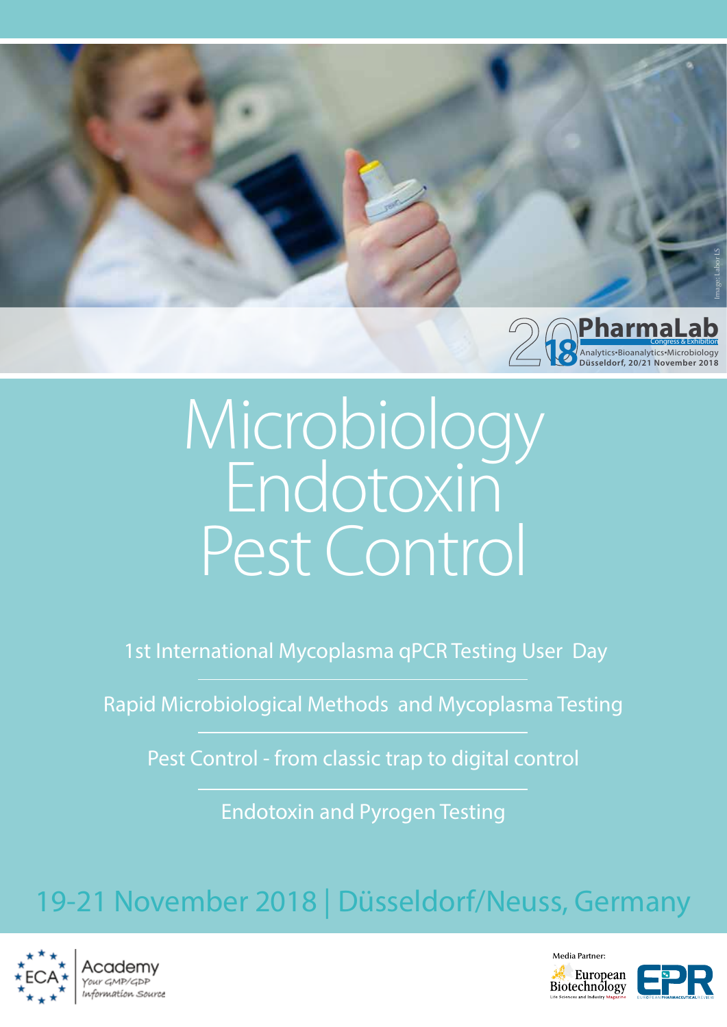Image: Labor LS

2018 PharmaLab
Congress & Exhibition
Analytics•Bioanalytics•Microbiology
Düsseldorf, 20/21 November 2018

# Microbiology Endotoxin Pest Control

1st International Mycoplasma qPCR Testing User Day

Rapid Microbiological Methods and Mycoplasma Testing

Pest Control - from classic trap to digital control

Endotoxin and Pyrogen Testing

## 19-21 November 2018 | Düsseldorf/Neuss, Germany

ECA Academy
Your GMP/GDP Information Source

Media Partner:
European Biotechnology
Life Sciences and Industry Magazine
EPR
European Pharmaceutical Review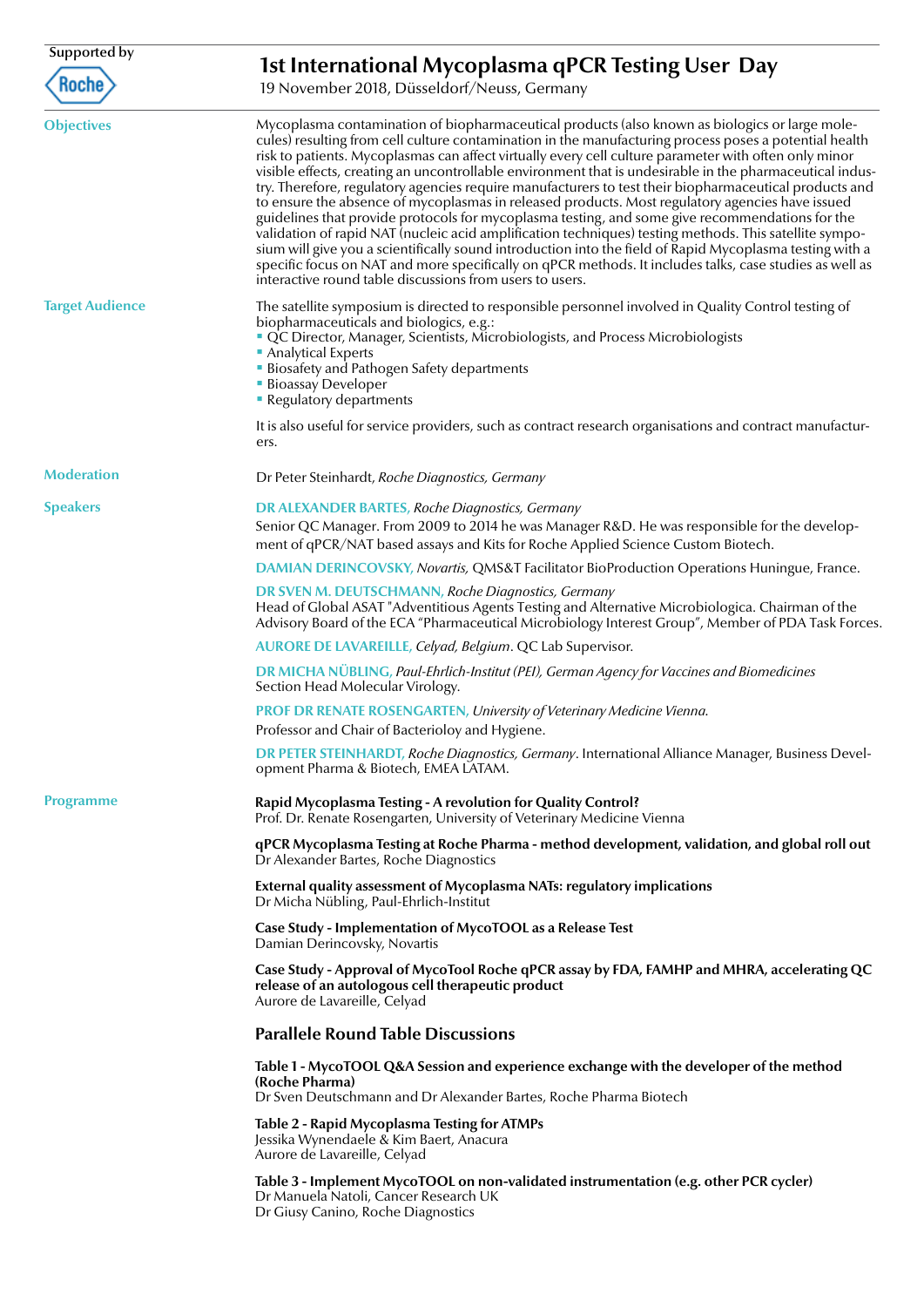Supported by

Roche

# 1st International Mycoplasma qPCR Testing User Day

19 November 2018, Düsseldorf/Neuss, Germany

## Objectives

Mycoplasma contamination of biopharmaceutical products (also known as biologics or large molecules) resulting from cell culture contamination in the manufacturing process poses a potential health risk to patients. Mycoplasmas can affect virtually every cell culture parameter with often only minor visible effects, creating an uncontrollable environment that is undesirable in the pharmaceutical industry. Therefore, regulatory agencies require manufacturers to test their biopharmaceutical products and to ensure the absence of mycoplasmas in released products. Most regulatory agencies have issued guidelines that provide protocols for mycoplasma testing, and some give recommendations for the validation of rapid NAT (nucleic acid amplification techniques) testing methods. This satellite symposium will give you a scientifically sound introduction into the field of Rapid Mycoplasma testing with a specific focus on NAT and more specifically on qPCR methods. It includes talks, case studies as well as interactive round table discussions from users to users.

## Target Audience

The satellite symposium is directed to responsible personnel involved in Quality Control testing of biopharmaceuticals and biologics, e.g.:

- QC Director, Manager, Scientists, Microbiologists, and Process Microbiologists
- Analytical Experts
- Biosafety and Pathogen Safety departments
- Bioassay Developer
- Regulatory departments

It is also useful for service providers, such as contract research organisations and contract manufacturers.

## Moderation

Dr Peter Steinhardt, *Roche Diagnostics, Germany*

## Speakers

**DR ALEXANDER BARTES,** *Roche Diagnostics, Germany*
Senior QC Manager. From 2009 to 2014 he was Manager R&D. He was responsible for the development of qPCR/NAT based assays and Kits for Roche Applied Science Custom Biotech.

**DAMIAN DERINCOVSKY,** *Novartis,* QMS&T Facilitator BioProduction Operations Huningue, France.

**DR SVEN M. DEUTSCHMANN,** *Roche Diagnostics, Germany*
Head of Global ASAT "Adventitious Agents Testing and Alternative Microbiologica. Chairman of the Advisory Board of the ECA "Pharmaceutical Microbiology Interest Group", Member of PDA Task Forces.

**AURORE DE LAVAREILLE,** *Celyad, Belgium*. QC Lab Supervisor.

**DR MICHA NÜBLING,** *Paul-Ehrlich-Institut (PEI), German Agency for Vaccines and Biomedicines*
Section Head Molecular Virology.

**PROF DR RENATE ROSENGARTEN,** *University of Veterinary Medicine Vienna.*
Professor and Chair of Bacterioloy and Hygiene.

**DR PETER STEINHARDT,** *Roche Diagnostics, Germany*. International Alliance Manager, Business Development Pharma & Biotech, EMEA LATAM.

## Programme

**Rapid Mycoplasma Testing - A revolution for Quality Control?**
Prof. Dr. Renate Rosengarten, University of Veterinary Medicine Vienna

**qPCR Mycoplasma Testing at Roche Pharma - method development, validation, and global roll out**
Dr Alexander Bartes, Roche Diagnostics

**External quality assessment of Mycoplasma NATs: regulatory implications**
Dr Micha Nübling, Paul-Ehrlich-Institut

**Case Study - Implementation of MycoTOOL as a Release Test**
Damian Derincovsky, Novartis

**Case Study - Approval of MycoTool Roche qPCR assay by FDA, FAMHP and MHRA, accelerating QC release of an autologous cell therapeutic product**
Aurore de Lavareille, Celyad

### Parallele Round Table Discussions

**Table 1 - MycoTOOL Q&A Session and experience exchange with the developer of the method (Roche Pharma)**
Dr Sven Deutschmann and Dr Alexander Bartes, Roche Pharma Biotech

**Table 2 - Rapid Mycoplasma Testing for ATMPs**
Jessika Wynendaele & Kim Baert, Anacura
Aurore de Lavareille, Celyad

**Table 3 - Implement MycoTOOL on non-validated instrumentation (e.g. other PCR cycler)**
Dr Manuela Natoli, Cancer Research UK
Dr Giusy Canino, Roche Diagnostics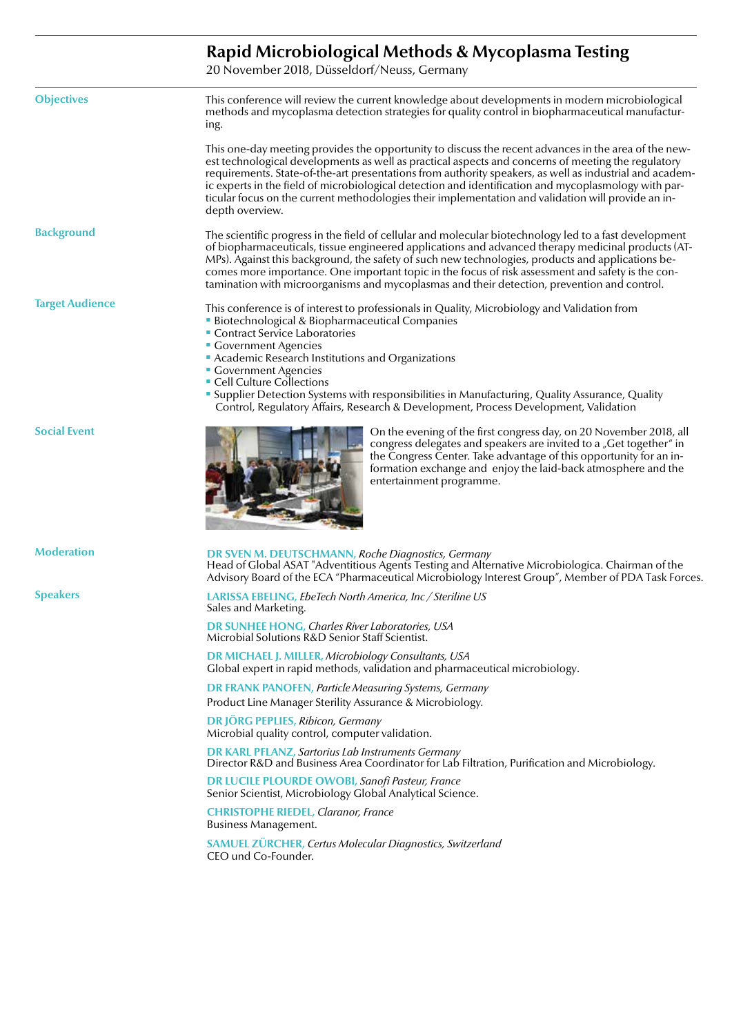# Rapid Microbiological Methods & Mycoplasma Testing

20 November 2018, Düsseldorf/Neuss, Germany

## Objectives

This conference will review the current knowledge about developments in modern microbiological methods and mycoplasma detection strategies for quality control in biopharmaceutical manufacturing.

This one-day meeting provides the opportunity to discuss the recent advances in the area of the newest technological developments as well as practical aspects and concerns of meeting the regulatory requirements. State-of-the-art presentations from authority speakers, as well as industrial and academic experts in the field of microbiological detection and identification and mycoplasmology with particular focus on the current methodologies their implementation and validation will provide an in-depth overview.

## Background

The scientific progress in the field of cellular and molecular biotechnology led to a fast development of biopharmaceuticals, tissue engineered applications and advanced therapy medicinal products (ATMPs). Against this background, the safety of such new technologies, products and applications becomes more importance. One important topic in the focus of risk assessment and safety is the contamination with microorganisms and mycoplasmas and their detection, prevention and control.

## Target Audience

This conference is of interest to professionals in Quality, Microbiology and Validation from

- Biotechnological & Biopharmaceutical Companies
- Contract Service Laboratories
- Government Agencies
- Academic Research Institutions and Organizations
- Government Agencies
- Cell Culture Collections
- Supplier Detection Systems with responsibilities in Manufacturing, Quality Assurance, Quality Control, Regulatory Affairs, Research & Development, Process Development, Validation

## Social Event

On the evening of the first congress day, on 20 November 2018, all congress delegates and speakers are invited to a „Get together" in the Congress Center. Take advantage of this opportunity for an information exchange and enjoy the laid-back atmosphere and the entertainment programme.

## Moderation

**DR SVEN M. DEUTSCHMANN,** *Roche Diagnostics, Germany*
Head of Global ASAT "Adventitious Agents Testing and Alternative Microbiologica. Chairman of the Advisory Board of the ECA "Pharmaceutical Microbiology Interest Group", Member of PDA Task Forces.

## Speakers

**LARISSA EBELING,** *EbeTech North America, Inc / Steriline US*
Sales and Marketing.

**DR SUNHEE HONG,** *Charles River Laboratories, USA*
Microbial Solutions R&D Senior Staff Scientist.

**DR MICHAEL J. MILLER,** *Microbiology Consultants, USA*
Global expert in rapid methods, validation and pharmaceutical microbiology.

**DR FRANK PANOFEN,** *Particle Measuring Systems, Germany*
Product Line Manager Sterility Assurance & Microbiology.

**DR JÖRG PEPLIES,** *Ribicon, Germany*
Microbial quality control, computer validation.

**DR KARL PFLANZ,** *Sartorius Lab Instruments Germany*
Director R&D and Business Area Coordinator for Lab Filtration, Purification and Microbiology.

**DR LUCILE PLOURDE OWOBI,** *Sanofi Pasteur, France*
Senior Scientist, Microbiology Global Analytical Science.

**CHRISTOPHE RIEDEL,** *Claranor, France*
Business Management.

**SAMUEL ZÜRCHER,** *Certus Molecular Diagnostics, Switzerland*
CEO und Co-Founder.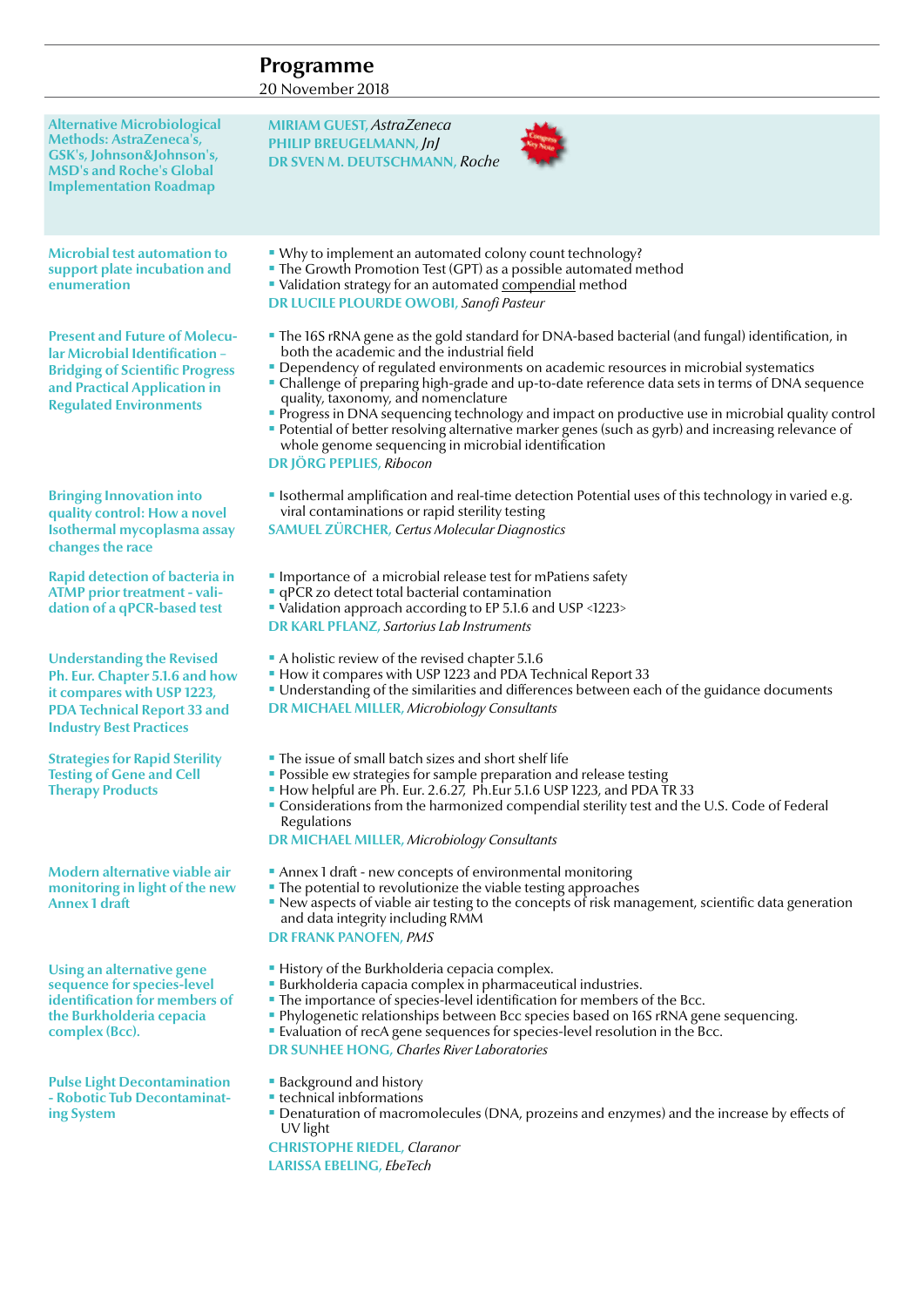## Programme

20 November 2018

**Alternative Microbiological Methods: AstraZeneca's, GSK's, Johnson&Johnson's, MSD's and Roche's Global Implementation Roadmap**

MIRIAM GUEST, *AstraZeneca*
PHILIP BREUGELMANN, *JnJ*
DR SVEN M. DEUTSCHMANN, *Roche*

**Microbial test automation to support plate incubation and enumeration**

- Why to implement an automated colony count technology?
- The Growth Promotion Test (GPT) as a possible automated method
- Validation strategy for an automated compendial method

DR LUCILE PLOURDE OWOBI, *Sanofi Pasteur*

**Present and Future of Molecular Microbial Identification – Bridging of Scientific Progress and Practical Application in Regulated Environments**

- The 16S rRNA gene as the gold standard for DNA-based bacterial (and fungal) identification, in both the academic and the industrial field
- Dependency of regulated environments on academic resources in microbial systematics
- Challenge of preparing high-grade and up-to-date reference data sets in terms of DNA sequence quality, taxonomy, and nomenclature
- Progress in DNA sequencing technology and impact on productive use in microbial quality control
- Potential of better resolving alternative marker genes (such as gyrb) and increasing relevance of whole genome sequencing in microbial identification

DR JÖRG PEPLIES, *Ribocon*

**Bringing Innovation into quality control: How a novel Isothermal mycoplasma assay changes the race**

- Isothermal amplification and real-time detection Potential uses of this technology in varied e.g. viral contaminations or rapid sterility testing

SAMUEL ZÜRCHER, *Certus Molecular Diagnostics*

**Rapid detection of bacteria in ATMP prior treatment - validation of a qPCR-based test**

- Importance of  a microbial release test for mPatiens safety
- qPCR zo detect total bacterial contamination
- Validation approach according to EP 5.1.6 and USP <1223>

DR KARL PFLANZ, *Sartorius Lab Instruments*

**Understanding the Revised Ph. Eur. Chapter 5.1.6 and how it compares with USP 1223, PDA Technical Report 33 and Industry Best Practices**

- A holistic review of the revised chapter 5.1.6
- How it compares with USP 1223 and PDA Technical Report 33
- Understanding of the similarities and differences between each of the guidance documents

DR MICHAEL MILLER, *Microbiology Consultants*

**Strategies for Rapid Sterility Testing of Gene and Cell Therapy Products**

- The issue of small batch sizes and short shelf life
- Possible ew strategies for sample preparation and release testing
- How helpful are Ph. Eur. 2.6.27,  Ph.Eur 5.1.6 USP 1223, and PDA TR 33
- Considerations from the harmonized compendial sterility test and the U.S. Code of Federal Regulations

DR MICHAEL MILLER, *Microbiology Consultants*

**Modern alternative viable air monitoring in light of the new Annex 1 draft**

- Annex 1 draft - new concepts of environmental monitoring
- The potential to revolutionize the viable testing approaches
- New aspects of viable air testing to the concepts of risk management, scientific data generation and data integrity including RMM

DR FRANK PANOFEN, *PMS*

**Using an alternative gene sequence for species-level identification for members of the Burkholderia cepacia complex (Bcc).**

- History of the Burkholderia cepacia complex.
- Burkholderia capacia complex in pharmaceutical industries.
- The importance of species-level identification for members of the Bcc.
- Phylogenetic relationships between Bcc species based on 16S rRNA gene sequencing.
- Evaluation of recA gene sequences for species-level resolution in the Bcc.

DR SUNHEE HONG, *Charles River Laboratories*

**Pulse Light Decontamination - Robotic Tub Decontaminating System**

- Background and history
- technical inbformations
- Denaturation of macromolecules (DNA, prozeins and enzymes) and the increase by effects of UV light

CHRISTOPHE RIEDEL, *Claranor*
LARISSA EBELING, *EbeTech*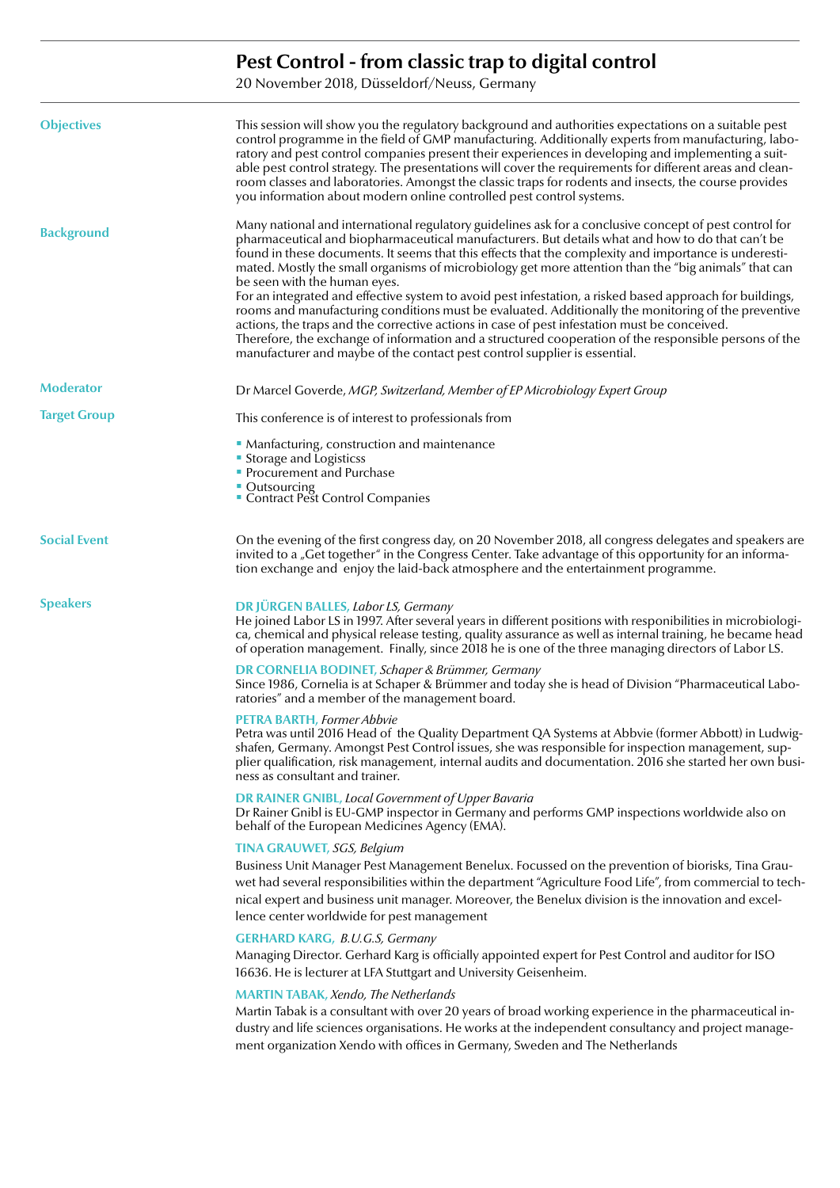# Pest Control - from classic trap to digital control

20 November 2018, Düsseldorf/Neuss, Germany

## Objectives

This session will show you the regulatory background and authorities expectations on a suitable pest control programme in the field of GMP manufacturing. Additionally experts from manufacturing, laboratory and pest control companies present their experiences in developing and implementing a suitable pest control strategy. The presentations will cover the requirements for different areas and cleanroom classes and laboratories. Amongst the classic traps for rodents and insects, the course provides you information about modern online controlled pest control systems.

## Background

Many national and international regulatory guidelines ask for a conclusive concept of pest control for pharmaceutical and biopharmaceutical manufacturers. But details what and how to do that can't be found in these documents. It seems that this effects that the complexity and importance is underestimated. Mostly the small organisms of microbiology get more attention than the "big animals" that can be seen with the human eyes.

For an integrated and effective system to avoid pest infestation, a risked based approach for buildings, rooms and manufacturing conditions must be evaluated. Additionally the monitoring of the preventive actions, the traps and the corrective actions in case of pest infestation must be conceived.

Therefore, the exchange of information and a structured cooperation of the responsible persons of the manufacturer and maybe of the contact pest control supplier is essential.

## Moderator

Dr Marcel Goverde, *MGP, Switzerland, Member of EP Microbiology Expert Group*

## Target Group

This conference is of interest to professionals from

- Manfacturing, construction and maintenance
- Storage and Logisticss
- Procurement and Purchase
- Outsourcing
- Contract Pest Control Companies

## Social Event

On the evening of the first congress day, on 20 November 2018, all congress delegates and speakers are invited to a „Get together" in the Congress Center. Take advantage of this opportunity for an information exchange and enjoy the laid-back atmosphere and the entertainment programme.

## Speakers

**DR JÜRGEN BALLES,** *Labor LS, Germany*
He joined Labor LS in 1997. After several years in different positions with responibilities in microbiologica, chemical and physical release testing, quality assurance as well as internal training, he became head of operation management. Finally, since 2018 he is one of the three managing directors of Labor LS.

**DR CORNELIA BODINET,** *Schaper & Brümmer, Germany*
Since 1986, Cornelia is at Schaper & Brümmer and today she is head of Division "Pharmaceutical Laboratories" and a member of the management board.

**PETRA BARTH,** *Former Abbvie*
Petra was until 2016 Head of the Quality Department QA Systems at Abbvie (former Abbott) in Ludwigshafen, Germany. Amongst Pest Control issues, she was responsible for inspection management, supplier qualification, risk management, internal audits and documentation. 2016 she started her own business as consultant and trainer.

**DR RAINER GNIBL,** *Local Government of Upper Bavaria*
Dr Rainer Gnibl is EU-GMP inspector in Germany and performs GMP inspections worldwide also on behalf of the European Medicines Agency (EMA).

**TINA GRAUWET,** *SGS, Belgium*
Business Unit Manager Pest Management Benelux. Focussed on the prevention of biorisks, Tina Grauwet had several responsibilities within the department "Agriculture Food Life", from commercial to technical expert and business unit manager. Moreover, the Benelux division is the innovation and excellence center worldwide for pest management

**GERHARD KARG,** *B.U.G.S, Germany*
Managing Director. Gerhard Karg is officially appointed expert for Pest Control and auditor for ISO 16636. He is lecturer at LFA Stuttgart and University Geisenheim.

**MARTIN TABAK,** *Xendo, The Netherlands*
Martin Tabak is a consultant with over 20 years of broad working experience in the pharmaceutical industry and life sciences organisations. He works at the independent consultancy and project management organization Xendo with offices in Germany, Sweden and The Netherlands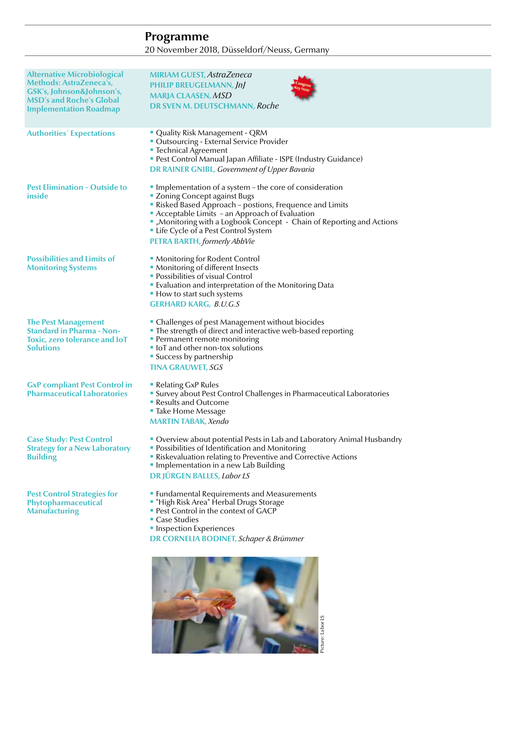## Programme

20 November 2018, Düsseldorf/Neuss, Germany

**Alternative Microbiological Methods: AstraZeneca's, GSK's, Johnson&Johnson's, MSD's and Roche's Global Implementation Roadmap**

MIRIAM GUEST, *AstraZeneca*
PHILIP BREUGELMANN, *JnJ*
MARJA CLAASEN, *MSD*
DR SVEN M. DEUTSCHMANN, *Roche*

Congress Key Note

**Authorities´ Expectations**

- Quality Risk Management - QRM
- Outsourcing - External Service Provider
- Technical Agreement
- Pest Control Manual Japan Affiliate - ISPE (Industry Guidance)

DR RAINER GNIBL, *Government of Upper Bavaria*

**Pest Elimination – Outside to inside**

- Implementation of a system – the core of consideration
- Zoning Concept against Bugs
- Risked Based Approach – postions, Frequence and Limits
- Acceptable Limits – an Approach of Evaluation
- „Monitoring with a Logbook Concept - Chain of Reporting and Actions
- Life Cycle of a Pest Control System

PETRA BARTH, *formerly AbbVie*

**Possibilities and Limits of Monitoring Systems**

- Monitoring for Rodent Control
- Monitoring of different Insects
- Possibilities of visual Control
- Evaluation and interpretation of the Monitoring Data
- How to start such systems

GERHARD KARG, *B.U.G.S*

**The Pest Management Standard in Pharma - Non-Toxic, zero tolerance and IoT Solutions**

- Challenges of pest Management without biocides
- The strength of direct and interactive web-based reporting
- Permanent remote monitoring
- IoT and other non-tox solutions
- Success by partnership

TINA GRAUWET, *SGS*

**GxP compliant Pest Control in Pharmaceutical Laboratories**

- Relating GxP Rules
- Survey about Pest Control Challenges in Pharmaceutical Laboratories
- Results and Outcome
- Take Home Message

MARTIN TABAK, *Xendo*

**Case Study: Pest Control Strategy for a New Laboratory Building**

- Overview about potential Pests in Lab and Laboratory Animal Husbandry
- Possibilities of Identification and Monitoring
- Riskevaluation relating to Preventive and Corrective Actions
- Implementation in a new Lab Building

DR JÜRGEN BALLES, *Labor LS*

**Pest Control Strategies for Phytopharmaceutical Manufacturing**

- Fundamental Requirements and Measurements
- "High Risk Area" Herbal Drugs Storage
- Pest Control in the context of GACP
- Case Studies
- Inspection Experiences

DR CORNELIA BODINET, *Schaper & Brümmer*

Picture: Labor LS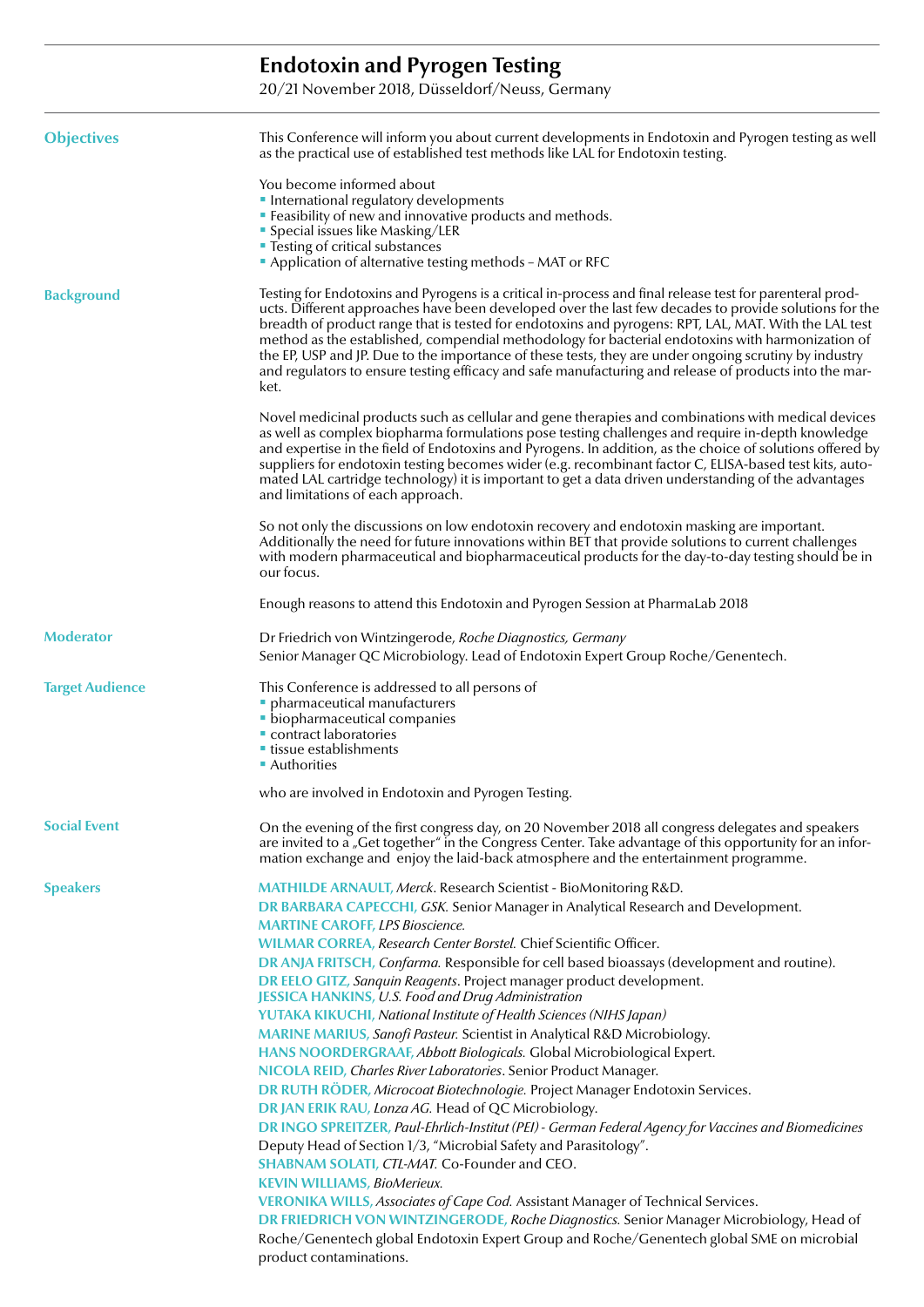# Endotoxin and Pyrogen Testing

20/21 November 2018, Düsseldorf/Neuss, Germany

## Objectives

This Conference will inform you about current developments in Endotoxin and Pyrogen testing as well as the practical use of established test methods like LAL for Endotoxin testing.

You become informed about

- International regulatory developments
- Feasibility of new and innovative products and methods.
- Special issues like Masking/LER
- Testing of critical substances
- Application of alternative testing methods – MAT or RFC

## Background

Testing for Endotoxins and Pyrogens is a critical in-process and final release test for parenteral products. Different approaches have been developed over the last few decades to provide solutions for the breadth of product range that is tested for endotoxins and pyrogens: RPT, LAL, MAT. With the LAL test method as the established, compendial methodology for bacterial endotoxins with harmonization of the EP, USP and JP. Due to the importance of these tests, they are under ongoing scrutiny by industry and regulators to ensure testing efficacy and safe manufacturing and release of products into the market.

Novel medicinal products such as cellular and gene therapies and combinations with medical devices as well as complex biopharma formulations pose testing challenges and require in-depth knowledge and expertise in the field of Endotoxins and Pyrogens. In addition, as the choice of solutions offered by suppliers for endotoxin testing becomes wider (e.g. recombinant factor C, ELISA-based test kits, automated LAL cartridge technology) it is important to get a data driven understanding of the advantages and limitations of each approach.

So not only the discussions on low endotoxin recovery and endotoxin masking are important. Additionally the need for future innovations within BET that provide solutions to current challenges with modern pharmaceutical and biopharmaceutical products for the day-to-day testing should be in our focus.

Enough reasons to attend this Endotoxin and Pyrogen Session at PharmaLab 2018

## Moderator

Dr Friedrich von Wintzingerode, *Roche Diagnostics, Germany*
Senior Manager QC Microbiology. Lead of Endotoxin Expert Group Roche/Genentech.

## Target Audience

This Conference is addressed to all persons of

- pharmaceutical manufacturers
- biopharmaceutical companies
- contract laboratories
- tissue establishments
- Authorities

who are involved in Endotoxin and Pyrogen Testing.

## Social Event

On the evening of the first congress day, on 20 November 2018 all congress delegates and speakers are invited to a „Get together" in the Congress Center. Take advantage of this opportunity for an information exchange and enjoy the laid-back atmosphere and the entertainment programme.

## Speakers

**MATHILDE ARNAULT,** *Merck*. Research Scientist - BioMonitoring R&D.
**DR BARBARA CAPECCHI,** *GSK.* Senior Manager in Analytical Research and Development.
**MARTINE CAROFF,** *LPS Bioscience.*
**WILMAR CORREA,** *Research Center Borstel.* Chief Scientific Officer.
**DR ANJA FRITSCH,** *Confarma.* Responsible for cell based bioassays (development and routine).
**DR EELO GITZ,** *Sanquin Reagents*. Project manager product development.
**JESSICA HANKINS,** *U.S. Food and Drug Administration*
**YUTAKA KIKUCHI,** *National Institute of Health Sciences (NIHS Japan)*
**MARINE MARIUS,** *Sanofi Pasteur.* Scientist in Analytical R&D Microbiology.
**HANS NOORDERGRAAF,** *Abbott Biologicals.* Global Microbiological Expert.
**NICOLA REID,** *Charles River Laboratories*. Senior Product Manager.
**DR RUTH RÖDER,** *Microcoat Biotechnologie.* Project Manager Endotoxin Services.
**DR JAN ERIK RAU,** *Lonza AG.* Head of QC Microbiology.
**DR INGO SPREITZER,** *Paul-Ehrlich-Institut (PEI) - German Federal Agency for Vaccines and Biomedicines* Deputy Head of Section 1/3, "Microbial Safety and Parasitology".
**SHABNAM SOLATI,** *CTL-MAT.* Co-Founder and CEO.
**KEVIN WILLIAMS,** *BioMerieux.*
**VERONIKA WILLS,** *Associates of Cape Cod.* Assistant Manager of Technical Services.
**DR FRIEDRICH VON WINTZINGERODE,** *Roche Diagnostics.* Senior Manager Microbiology, Head of Roche/Genentech global Endotoxin Expert Group and Roche/Genentech global SME on microbial product contaminations.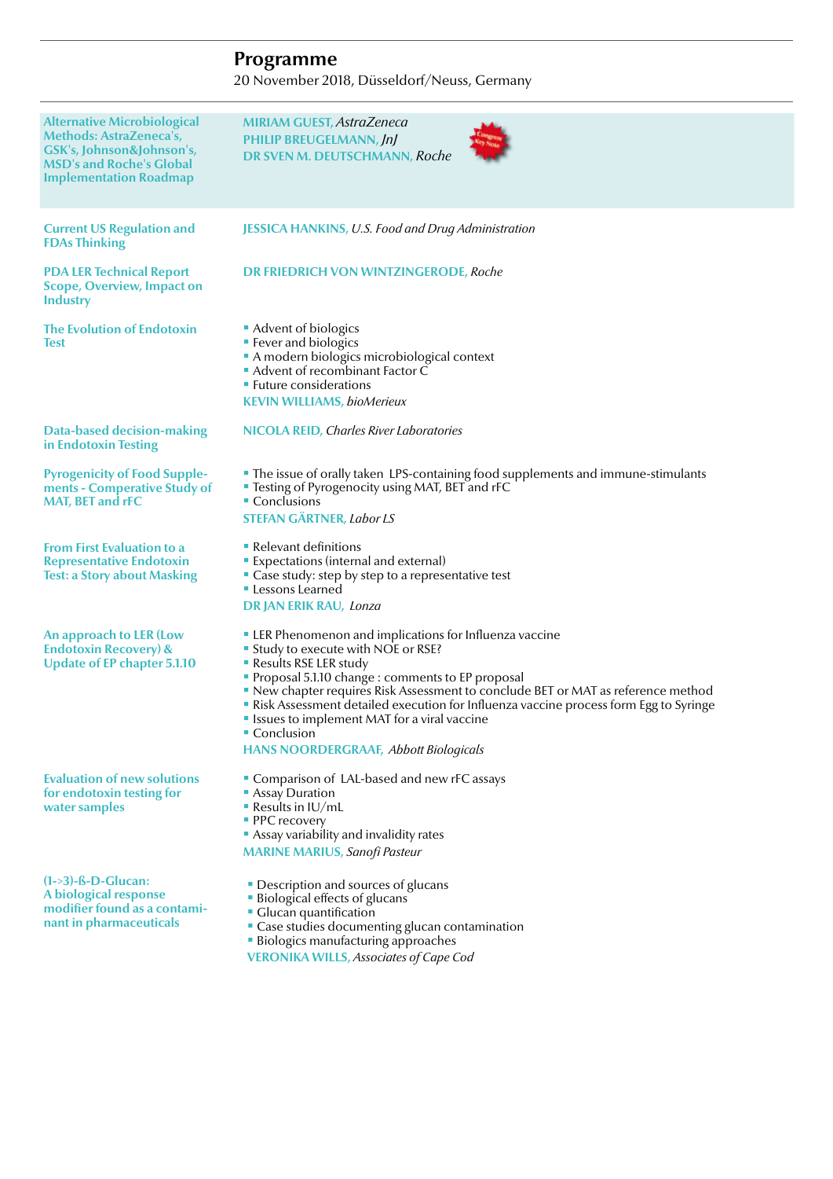## Programme

20 November 2018, Düsseldorf/Neuss, Germany

**Alternative Microbiological Methods: AstraZeneca's, GSK's, Johnson&Johnson's, MSD's and Roche's Global Implementation Roadmap**

MIRIAM GUEST, *AstraZeneca*
PHILIP BREUGELMANN, *JnJ*
DR SVEN M. DEUTSCHMANN, *Roche*

**Current US Regulation and FDAs Thinking**

JESSICA HANKINS, *U.S. Food and Drug Administration*

**PDA LER Technical Report Scope, Overview, Impact on Industry**

DR FRIEDRICH VON WINTZINGERODE, *Roche*

**The Evolution of Endotoxin Test**

- Advent of biologics
- Fever and biologics
- A modern biologics microbiological context
- Advent of recombinant Factor C
- Future considerations

KEVIN WILLIAMS, *bioMerieux*

**Data-based decision-making in Endotoxin Testing**

NICOLA REID, *Charles River Laboratories*

**Pyrogenicity of Food Supplements - Comperative Study of MAT, BET and rFC**

- The issue of orally taken LPS-containing food supplements and immune-stimulants
- Testing of Pyrogenocity using MAT, BET and rFC
- Conclusions

STEFAN GÄRTNER, *Labor LS*

**From First Evaluation to a Representative Endotoxin Test: a Story about Masking**

- Relevant definitions
- Expectations (internal and external)
- Case study: step by step to a representative test
- Lessons Learned

DR JAN ERIK RAU, *Lonza*

**An approach to LER (Low Endotoxin Recovery) & Update of EP chapter 5.1.10**

- LER Phenomenon and implications for Influenza vaccine
- Study to execute with NOE or RSE?
- Results RSE LER study
- Proposal 5.1.10 change : comments to EP proposal
- New chapter requires Risk Assessment to conclude BET or MAT as reference method
- Risk Assessment detailed execution for Influenza vaccine process form Egg to Syringe
- Issues to implement MAT for a viral vaccine
- Conclusion

HANS NOORDERGRAAF, *Abbott Biologicals*

**Evaluation of new solutions for endotoxin testing for water samples**

- Comparison of LAL-based and new rFC assays
- Assay Duration
- Results in IU/mL
- PPC recovery
- Assay variability and invalidity rates

MARINE MARIUS, *Sanofi Pasteur*

**(1->3)-ß-D-Glucan: A biological response modifier found as a contaminant in pharmaceuticals**

- Description and sources of glucans
- Biological effects of glucans
- Glucan quantification
- Case studies documenting glucan contamination
- Biologics manufacturing approaches

VERONIKA WILLS, *Associates of Cape Cod*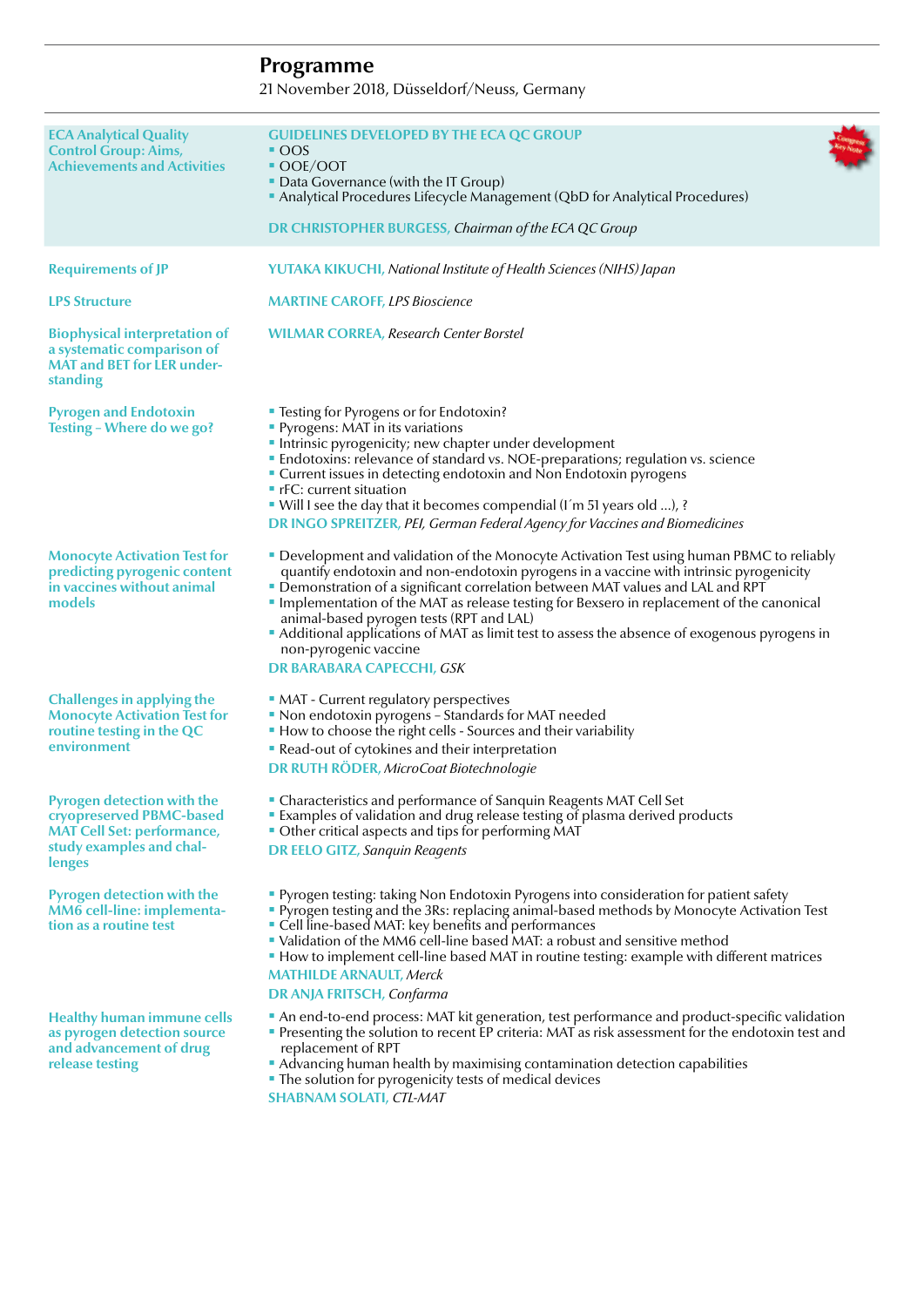## Programme

21 November 2018, Düsseldorf/Neuss, Germany

**ECA Analytical Quality Control Group: Aims, Achievements and Activities**

GUIDELINES DEVELOPED BY THE ECA QC GROUP
- OOS
- OOE/OOT
- Data Governance (with the IT Group)
- Analytical Procedures Lifecycle Management (QbD for Analytical Procedures)

DR CHRISTOPHER BURGESS, *Chairman of the ECA QC Group*

**Requirements of JP**

YUTAKA KIKUCHI, *National Institute of Health Sciences (NIHS) Japan*

**LPS Structure**

MARTINE CAROFF, *LPS Bioscience*

**Biophysical interpretation of a systematic comparison of MAT and BET for LER understanding**

WILMAR CORREA, *Research Center Borstel*

**Pyrogen and Endotoxin Testing – Where do we go?**

- Testing for Pyrogens or for Endotoxin?
- Pyrogens: MAT in its variations
- Intrinsic pyrogenicity; new chapter under development
- Endotoxins: relevance of standard vs. NOE-preparations; regulation vs. science
- Current issues in detecting endotoxin and Non Endotoxin pyrogens
- rFC: current situation
- Will I see the day that it becomes compendial (I´m 51 years old ...), ?

DR INGO SPREITZER, *PEI, German Federal Agency for Vaccines and Biomedicines*

**Monocyte Activation Test for predicting pyrogenic content in vaccines without animal models**

- Development and validation of the Monocyte Activation Test using human PBMC to reliably quantify endotoxin and non-endotoxin pyrogens in a vaccine with intrinsic pyrogenicity
- Demonstration of a significant correlation between MAT values and LAL and RPT
- Implementation of the MAT as release testing for Bexsero in replacement of the canonical animal-based pyrogen tests (RPT and LAL)
- Additional applications of MAT as limit test to assess the absence of exogenous pyrogens in non-pyrogenic vaccine

DR BARABARA CAPECCHI, *GSK*

**Challenges in applying the Monocyte Activation Test for routine testing in the QC environment**

- MAT - Current regulatory perspectives
- Non endotoxin pyrogens – Standards for MAT needed
- How to choose the right cells - Sources and their variability
- Read-out of cytokines and their interpretation

DR RUTH RÖDER, *MicroCoat Biotechnologie*

**Pyrogen detection with the cryopreserved PBMC-based MAT Cell Set: performance, study examples and challenges**

- Characteristics and performance of Sanquin Reagents MAT Cell Set
- Examples of validation and drug release testing of plasma derived products
- Other critical aspects and tips for performing MAT

DR EELO GITZ, *Sanquin Reagents*

**Pyrogen detection with the MM6 cell-line: implementation as a routine test**

- Pyrogen testing: taking Non Endotoxin Pyrogens into consideration for patient safety
- Pyrogen testing and the 3Rs: replacing animal-based methods by Monocyte Activation Test
- Cell line-based MAT: key benefits and performances
- Validation of the MM6 cell-line based MAT: a robust and sensitive method
- How to implement cell-line based MAT in routine testing: example with different matrices

MATHILDE ARNAULT, *Merck*

DR ANJA FRITSCH, *Confarma*

**Healthy human immune cells as pyrogen detection source and advancement of drug release testing**

- An end-to-end process: MAT kit generation, test performance and product-specific validation
- Presenting the solution to recent EP criteria: MAT as risk assessment for the endotoxin test and replacement of RPT
- Advancing human health by maximising contamination detection capabilities
- The solution for pyrogenicity tests of medical devices

SHABNAM SOLATI, *CTL-MAT*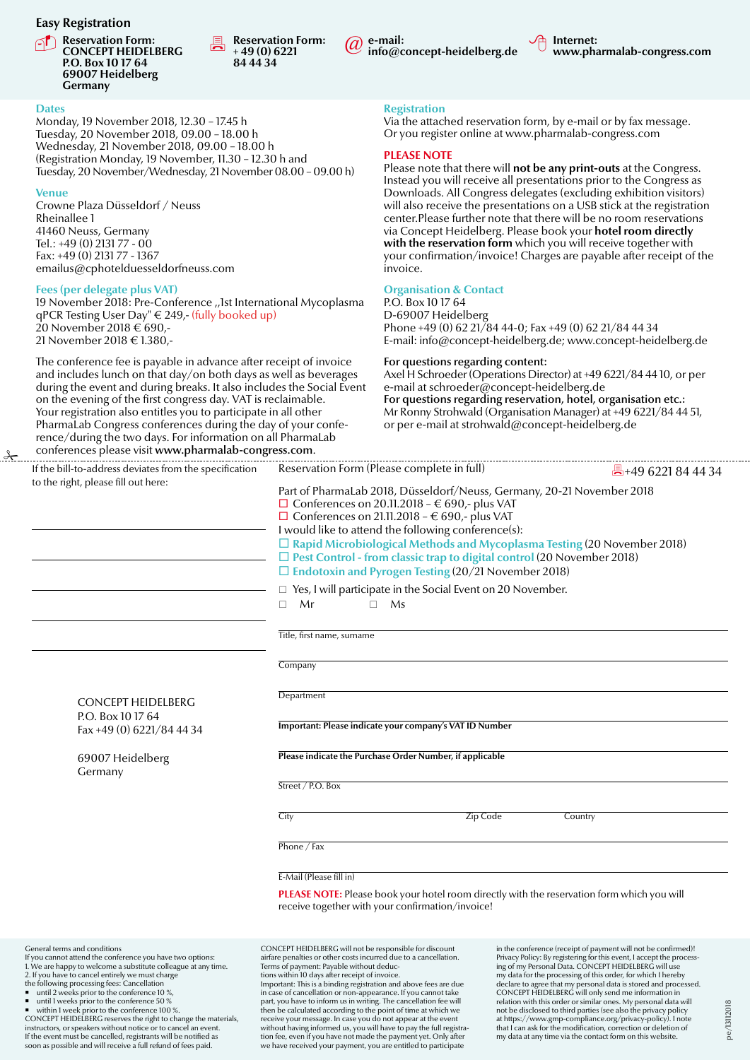## Easy Registration

**Reservation Form:**
**CONCEPT HEIDELBERG**
**P.O. Box 10 17 64**
**69007 Heidelberg**
**Germany**

**Reservation Form:**
**+ 49 (0) 6221**
**84 44 34**

**e-mail:**
**info@concept-heidelberg.de**

**Internet:**
**www.pharmalab-congress.com**

### Dates

Monday, 19 November 2018, 12.30 – 17.45 h
Tuesday, 20 November 2018, 09.00 – 18.00 h
Wednesday, 21 November 2018, 09.00 – 18.00 h
(Registration Monday, 19 November, 11.30 – 12.30 h and
Tuesday, 20 November/Wednesday, 21 November 08.00 – 09.00 h)

### Venue

Crowne Plaza Düsseldorf / Neuss
Rheinallee 1
41460 Neuss, Germany
Tel.: +49 (0) 2131 77 - 00
Fax: +49 (0) 2131 77 - 1367
emailus@cphotelduesseldorfneuss.com

### Fees (per delegate plus VAT)

19 November 2018: Pre-Conference „1st International Mycoplasma qPCR Testing User Day" € 249,- (fully booked up)
20 November 2018 € 690,-
21 November 2018 € 1.380,-

The conference fee is payable in advance after receipt of invoice and includes lunch on that day/on both days as well as beverages during the event and during breaks. It also includes the Social Event on the evening of the first congress day. VAT is reclaimable. Your registration also entitles you to participate in all other PharmaLab Congress conferences during the day of your conference/during the two days. For information on all PharmaLab conferences please visit **www.pharmalab-congress.com**.

### Registration

Via the attached reservation form, by e-mail or by fax message. Or you register online at www.pharmalab-congress.com

### PLEASE NOTE

Please note that there will **not be any print-outs** at the Congress. Instead you will receive all presentations prior to the Congress as Downloads. All Congress delegates (excluding exhibition visitors) will also receive the presentations on a USB stick at the registration center.Please further note that there will be no room reservations via Concept Heidelberg. Please book your **hotel room directly with the reservation form** which you will receive together with your confirmation/invoice! Charges are payable after receipt of the invoice.

### Organisation & Contact

P.O. Box 10 17 64
D-69007 Heidelberg
Phone +49 (0) 62 21/84 44-0; Fax +49 (0) 62 21/84 44 34
E-mail: info@concept-heidelberg.de; www.concept-heidelberg.de

**For questions regarding content:**
Axel H Schroeder (Operations Director) at +49 6221/84 44 10, or per e-mail at schroeder@concept-heidelberg.de
**For questions regarding reservation, hotel, organisation etc.:**
Mr Ronny Strohwald (Organisation Manager) at +49 6221/84 44 51, or per e-mail at strohwald@concept-heidelberg.de

---

If the bill-to-address deviates from the specification to the right, please fill out here:

_______________

_______________

_______________

_______________

CONCEPT HEIDELBERG
P.O. Box 10 17 64
Fax +49 (0) 6221/84 44 34

69007 Heidelberg
Germany

Reservation Form (Please complete in full) +49 6221 84 44 34

Part of PharmaLab 2018, Düsseldorf/Neuss, Germany, 20-21 November 2018
☐ Conferences on 20.11.2018 – € 690,- plus VAT
☐ Conferences on 21.11.2018 – € 690,- plus VAT
I would like to attend the following conference(s):
☐ Rapid Microbiological Methods and Mycoplasma Testing (20 November 2018)
☐ Pest Control - from classic trap to digital control (20 November 2018)
☐ Endotoxin and Pyrogen Testing (20/21 November 2018)

☐ Yes, I will participate in the Social Event on 20 November.
☐ Mr ☐ Ms

Title, first name, surname

Company

Department

**Important: Please indicate your company's VAT ID Number**

**Please indicate the Purchase Order Number, if applicable**

Street / P.O. Box

City Zip Code Country

Phone / Fax

E-Mail (Please fill in)

**PLEASE NOTE:** Please book your hotel room directly with the reservation form which you will receive together with your confirmation/invoice!

General terms and conditions
If you cannot attend the conference you have two options:
1. We are happy to welcome a substitute colleague at any time.
2. If you have to cancel entirely we must charge the following processing fees: Cancellation
- until 2 weeks prior to the conference 10 %,
- until 1 weeks prior to the conference 50 %
- within 1 week prior to the conference 100 %.

CONCEPT HEIDELBERG reserves the right to change the materials, instructors, or speakers without notice or to cancel an event. If the event must be cancelled, registrants will be notified as soon as possible and will receive a full refund of fees paid. CONCEPT HEIDELBERG will not be responsible for discount airfare penalties or other costs incurred due to a cancellation.
Terms of payment: Payable without deductions within 10 days after receipt of invoice.
Important: This is a binding registration and above fees are due in case of cancellation or non-appearance. If you cannot take part, you have to inform us in writing. The cancellation fee will then be calculated according to the point of time at which we receive your message. In case you do not appear at the event without having informed us, you will have to pay the full registration fee, even if you have not made the payment yet. Only after we have received your payment, you are entitled to participate in the conference (receipt of payment will not be confirmed)!
Privacy Policy: By registering for this event, I accept the processing of my Personal Data. CONCEPT HEIDELBERG will use my data for the processing of this order, for which I hereby declare to agree that my personal data is stored and processed. CONCEPT HEIDELBERG will only send me information in relation with this order or similar ones. My personal data will not be disclosed to third parties (see also the privacy policy at https://www.gmp-compliance.org/privacy-policy). I note that I can ask for the modification, correction or deletion of my data at any time via the contact form on this website.

pe/13112018